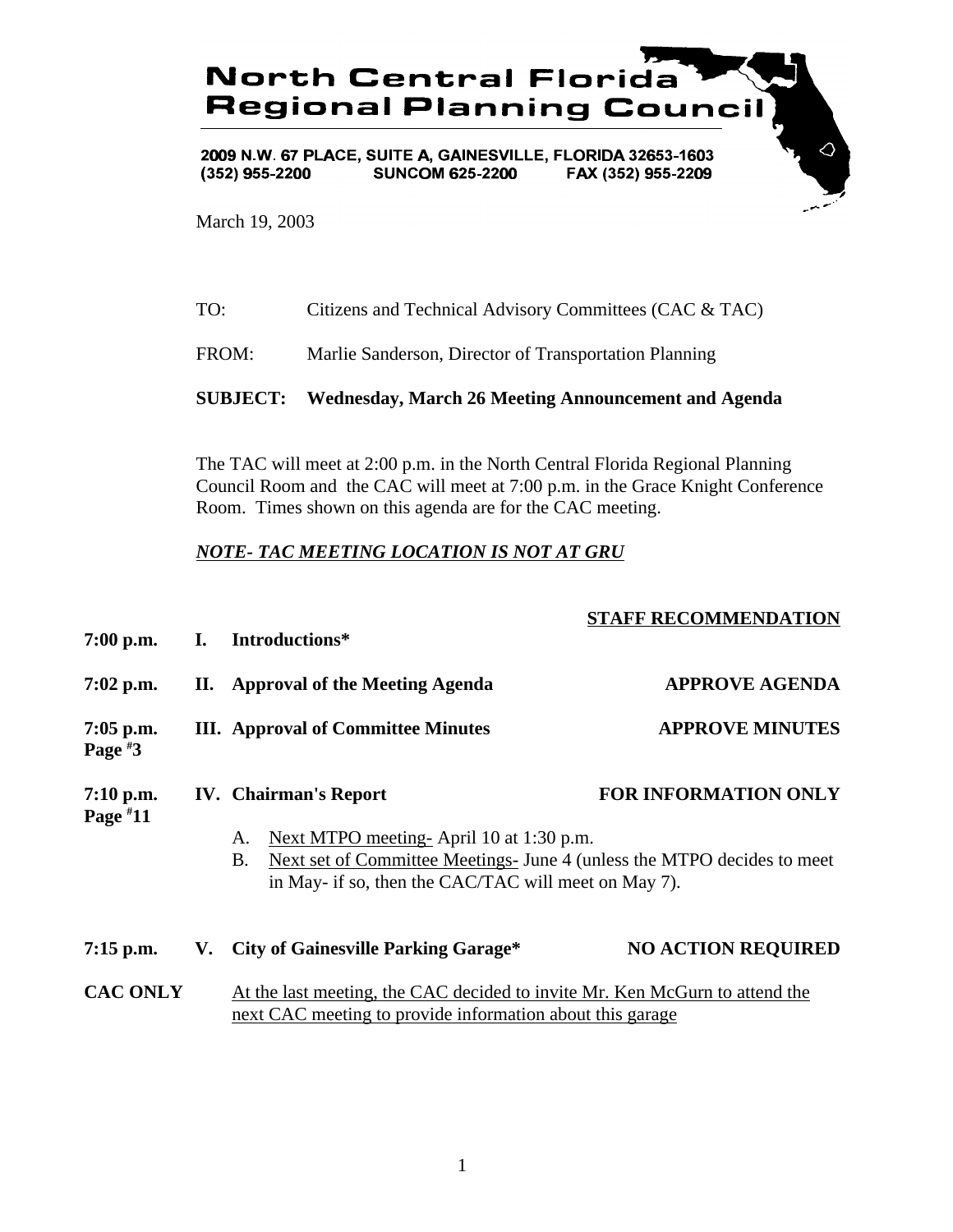# North Central Florida Regional Planning Council

2009 N.W. 67 PLACE, SUITE A, GAINESVILLE, FLORIDA 32653-1603
(352) 955-2200 SUNCOM 625-2200 FAX (352) 955-2209

March 19, 2003

TO: Citizens and Technical Advisory Committees (CAC & TAC)

FROM: Marlie Sanderson, Director of Transportation Planning

**SUBJECT: Wednesday, March 26 Meeting Announcement and Agenda**

The TAC will meet at 2:00 p.m. in the North Central Florida Regional Planning Council Room and the CAC will meet at 7:00 p.m. in the Grace Knight Conference Room. Times shown on this agenda are for the CAC meeting.

***NOTE- TAC MEETING LOCATION IS NOT AT GRU***

| | | | STAFF RECOMMENDATION |
|---|---|---|---|
| **7:00 p.m.** | **I.** | **Introductions*** | |
| **7:02 p.m.** | **II.** | **Approval of the Meeting Agenda** | **APPROVE AGENDA** |
| **7:05 p.m.** Page #3 | **III.** | **Approval of Committee Minutes** | **APPROVE MINUTES** |
| **7:10 p.m.** Page #11 | **IV.** | **Chairman's Report** | **FOR INFORMATION ONLY** |

A. Next MTPO meeting- April 10 at 1:30 p.m.
B. Next set of Committee Meetings- June 4 (unless the MTPO decides to meet in May- if so, then the CAC/TAC will meet on May 7).

| | | | |
|---|---|---|---|
| **7:15 p.m.** | **V.** | **City of Gainesville Parking Garage*** | **NO ACTION REQUIRED** |

**CAC ONLY** At the last meeting, the CAC decided to invite Mr. Ken McGurn to attend the next CAC meeting to provide information about this garage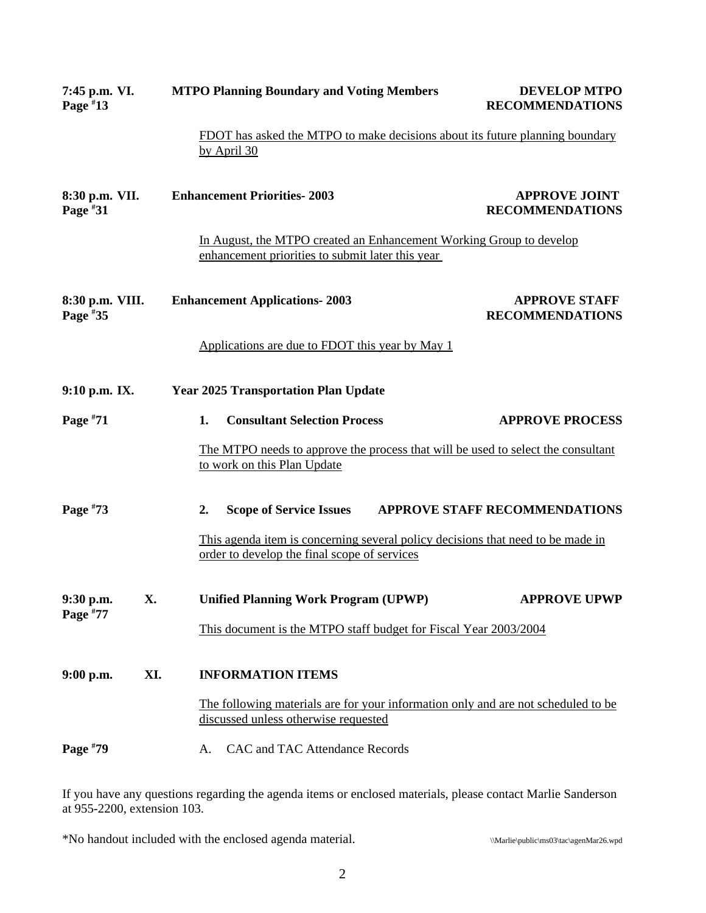**7:45 p.m. VI.** **MTPO Planning Boundary and Voting Members** **DEVELOP MTPO RECOMMENDATIONS**
**Page #13**

FDOT has asked the MTPO to make decisions about its future planning boundary by April 30

**8:30 p.m. VII.** **Enhancement Priorities- 2003** **APPROVE JOINT RECOMMENDATIONS**
**Page #31**

In August, the MTPO created an Enhancement Working Group to develop enhancement priorities to submit later this year

**8:30 p.m. VIII.** **Enhancement Applications- 2003** **APPROVE STAFF RECOMMENDATIONS**
**Page #35**

Applications are due to FDOT this year by May 1

**9:10 p.m. IX.** **Year 2025 Transportation Plan Update**

**Page #71** **1. Consultant Selection Process** **APPROVE PROCESS**

The MTPO needs to approve the process that will be used to select the consultant to work on this Plan Update

**Page #73** **2. Scope of Service Issues** **APPROVE STAFF RECOMMENDATIONS**

This agenda item is concerning several policy decisions that need to be made in order to develop the final scope of services

**9:30 p.m. X.** **Unified Planning Work Program (UPWP)** **APPROVE UPWP**
**Page #77**

This document is the MTPO staff budget for Fiscal Year 2003/2004

**9:00 p.m. XI.** **INFORMATION ITEMS**

The following materials are for your information only and are not scheduled to be discussed unless otherwise requested

**Page #79** A. CAC and TAC Attendance Records

If you have any questions regarding the agenda items or enclosed materials, please contact Marlie Sanderson at 955-2200, extension 103.

*No handout included with the enclosed agenda material. \\Marlie\public\ms03\tac\agenMar26.wpd